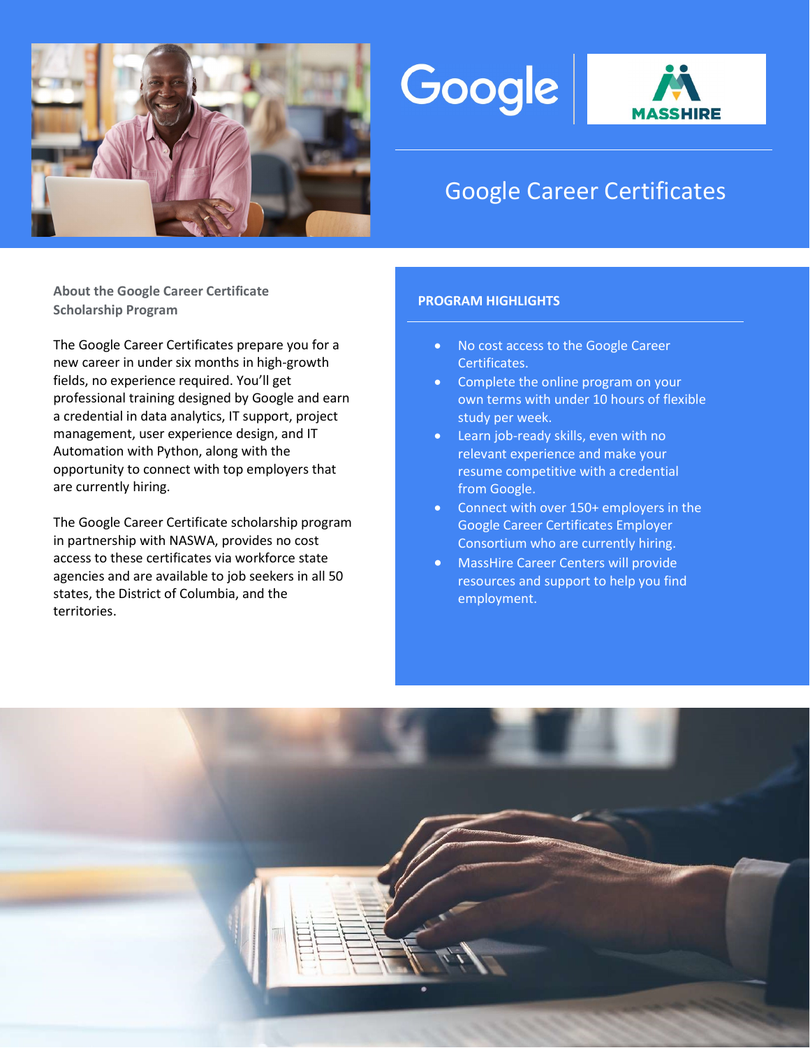# Google Career Certificates

## About the Google Career Certificate Scholarship Program

The Google Career Certificates prepare you for a new career in under six months in high-growth fields, no experience required. You'll get professional training designed by Google and earn a credential in data analytics, IT support, project management, user experience design, and IT Automation with Python, along with the opportunity to connect with top employers that are currently hiring.

The Google Career Certificate scholarship program in partnership with NASWA, provides no cost access to these certificates via workforce state agencies and are available to job seekers in all 50 states, the District of Columbia, and the territories.

## PROGRAM HIGHLIGHTS

- No cost access to the Google Career Certificates.
- Complete the online program on your own terms with under 10 hours of flexible study per week.
- Learn job-ready skills, even with no relevant experience and make your resume competitive with a credential from Google.
- Connect with over 150+ employers in the Google Career Certificates Employer Consortium who are currently hiring.
- MassHire Career Centers will provide resources and support to help you find employment.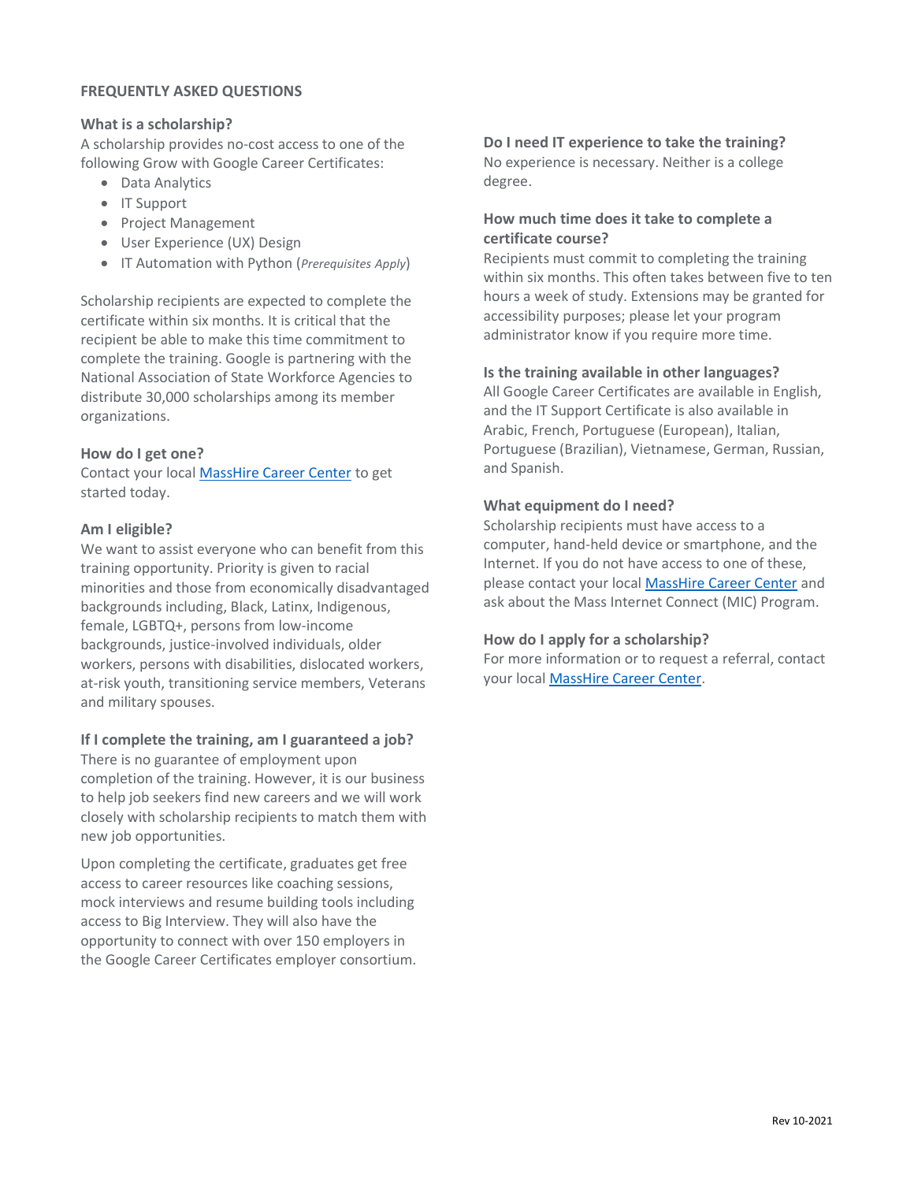## FREQUENTLY ASKED QUESTIONS

### What is a scholarship?

A scholarship provides no-cost access to one of the following Grow with Google Career Certificates:

- Data Analytics
- IT Support
- Project Management
- User Experience (UX) Design
- IT Automation with Python (*Prerequisites Apply*)

Scholarship recipients are expected to complete the certificate within six months. It is critical that the recipient be able to make this time commitment to complete the training. Google is partnering with the National Association of State Workforce Agencies to distribute 30,000 scholarships among its member organizations.

### How do I get one?

Contact your local [MassHire Career Center](#) to get started today.

### Am I eligible?

We want to assist everyone who can benefit from this training opportunity. Priority is given to racial minorities and those from economically disadvantaged backgrounds including, Black, Latinx, Indigenous, female, LGBTQ+, persons from low-income backgrounds, justice-involved individuals, older workers, persons with disabilities, dislocated workers, at-risk youth, transitioning service members, Veterans and military spouses.

### If I complete the training, am I guaranteed a job?

There is no guarantee of employment upon completion of the training. However, it is our business to help job seekers find new careers and we will work closely with scholarship recipients to match them with new job opportunities.

Upon completing the certificate, graduates get free access to career resources like coaching sessions, mock interviews and resume building tools including access to Big Interview. They will also have the opportunity to connect with over 150 employers in the Google Career Certificates employer consortium.

### Do I need IT experience to take the training?

No experience is necessary. Neither is a college degree.

### How much time does it take to complete a certificate course?

Recipients must commit to completing the training within six months. This often takes between five to ten hours a week of study. Extensions may be granted for accessibility purposes; please let your program administrator know if you require more time.

### Is the training available in other languages?

All Google Career Certificates are available in English, and the IT Support Certificate is also available in Arabic, French, Portuguese (European), Italian, Portuguese (Brazilian), Vietnamese, German, Russian, and Spanish.

### What equipment do I need?

Scholarship recipients must have access to a computer, hand-held device or smartphone, and the Internet. If you do not have access to one of these, please contact your local [MassHire Career Center](#) and ask about the Mass Internet Connect (MIC) Program.

### How do I apply for a scholarship?

For more information or to request a referral, contact your local [MassHire Career Center](#).

Rev 10-2021